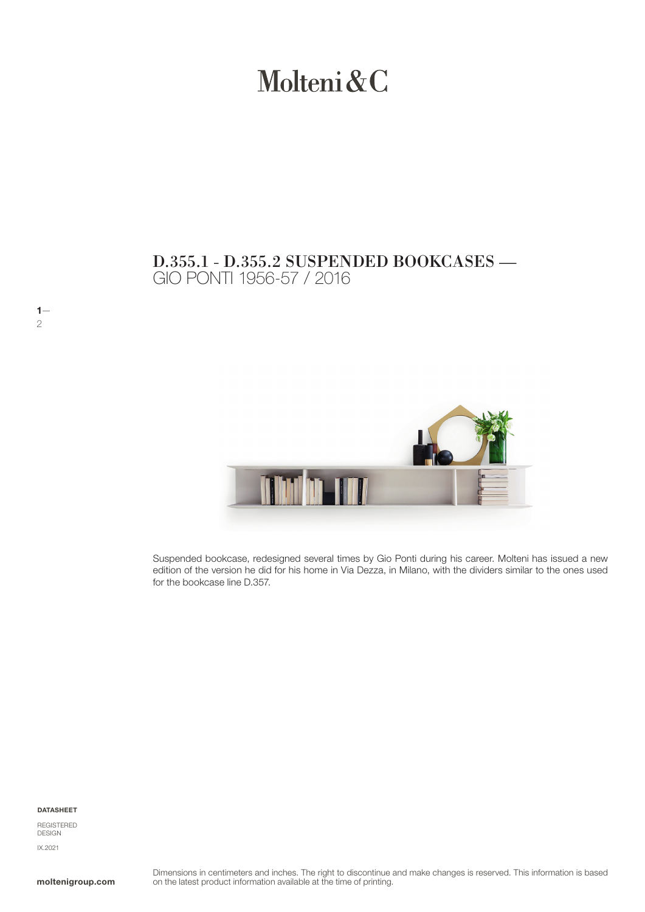# Molteni&C

## D.355.1 - D.355.2 SUSPENDED BOOKCASES — GIO PONTI 1956-57 / 2016

Suspended bookcase, redesigned several times by Gio Ponti during his career. Molteni has issued a new edition of the version he did for his home in Via Dezza, in Milano, with the dividers similar to the ones used for the bookcase line D.357.

**DATASHEET**

REGISTERED DESIGN

IX.2021

**moltenigroup.com**

Dimensions in centimeters and inches. The right to discontinue and make changes is reserved. This information is based on the latest product information available at the time of printing.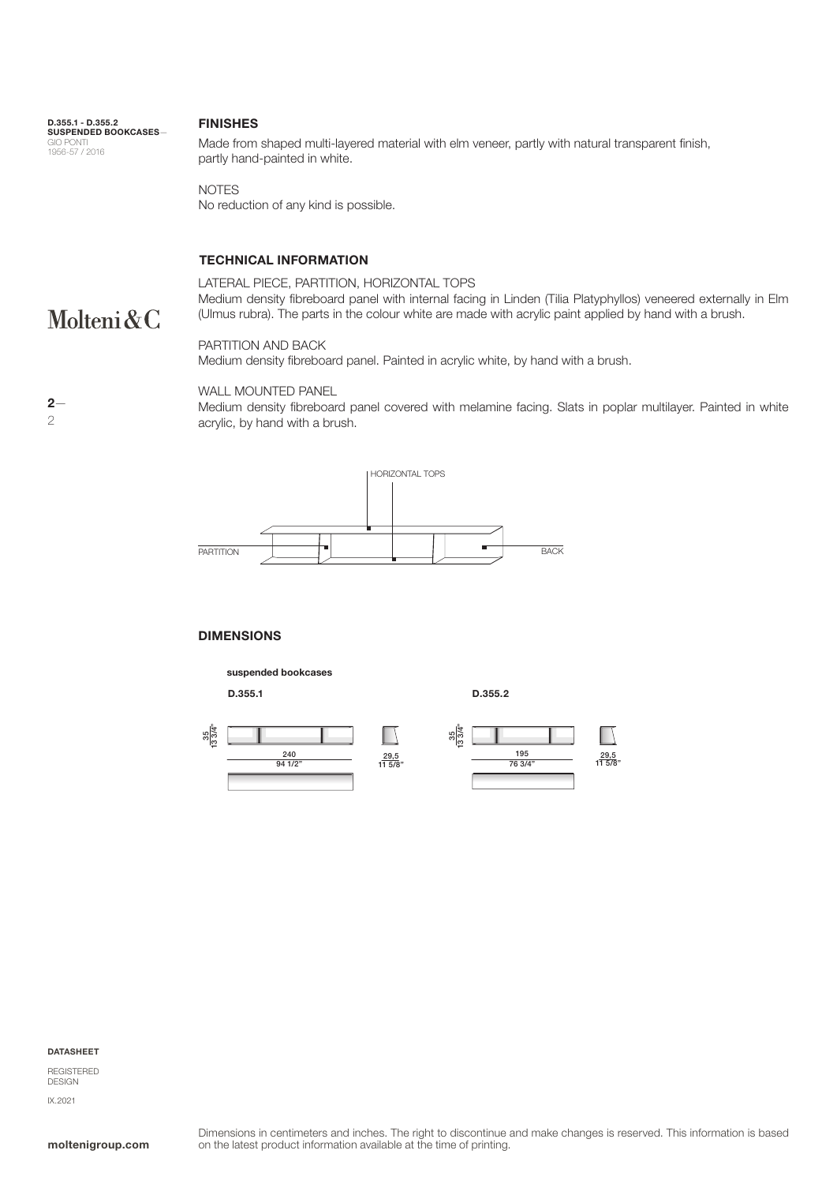**D.355.1 - D.355.2**
**SUSPENDED BOOKCASES**
GIO PONTI
1956-57 / 2016

Molteni&C

## FINISHES

Made from shaped multi-layered material with elm veneer, partly with natural transparent finish, partly hand-painted in white.

NOTES
No reduction of any kind is possible.

## TECHNICAL INFORMATION

LATERAL PIECE, PARTITION, HORIZONTAL TOPS
Medium density fibreboard panel with internal facing in Linden (Tilia Platyphyllos) veneered externally in Elm (Ulmus rubra). The parts in the colour white are made with acrylic paint applied by hand with a brush.

PARTITION AND BACK
Medium density fibreboard panel. Painted in acrylic white, by hand with a brush.

WALL MOUNTED PANEL
Medium density fibreboard panel covered with melamine facing. Slats in poplar multilayer. Painted in white acrylic, by hand with a brush.

HORIZONTAL TOPS
PARTITION
BACK

## DIMENSIONS

**suspended bookcases**

**D.355.1**

35
13 3/4"
240
94 1/2"
29,5
11 5/8"

**D.355.2**

35
13 3/4"
195
76 3/4"
29,5
11 5/8"

**DATASHEET**

REGISTERED DESIGN

IX.2021

**moltenigroup.com**

Dimensions in centimeters and inches. The right to discontinue and make changes is reserved. This information is based on the latest product information available at the time of printing.